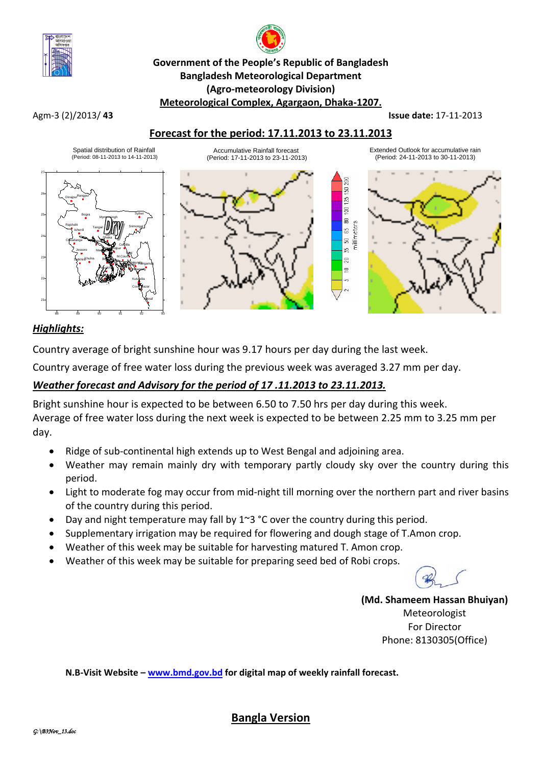**Government of the People's Republic of Bangladesh**
**Bangladesh Meteorological Department**
**(Agro-meteorology Division)**
**Meteorological Complex, Agargaon, Dhaka-1207.**

Agm-3 (2)/2013/ **43** **Issue date:** 17-11-2013

## Forecast for the period: 17.11.2013 to 23.11.2013

Spatial distribution of Rainfall (Period: 08-11-2013 to 14-11-2013)

Accumulative Rainfall forecast (Period: 17-11-2013 to 23-11-2013)

Extended Outlook for accumulative rain (Period: 24-11-2013 to 30-11-2013)

### *Highlights:*

Country average of bright sunshine hour was 9.17 hours per day during the last week.

Country average of free water loss during the previous week was averaged 3.27 mm per day.

### *Weather forecast and Advisory for the period of 17 .11.2013 to 23.11.2013.*

Bright sunshine hour is expected to be between 6.50 to 7.50 hrs per day during this week.
Average of free water loss during the next week is expected to be between 2.25 mm to 3.25 mm per day.

- Ridge of sub-continental high extends up to West Bengal and adjoining area.
- Weather may remain mainly dry with temporary partly cloudy sky over the country during this period.
- Light to moderate fog may occur from mid-night till morning over the northern part and river basins of the country during this period.
- Day and night temperature may fall by 1~3 °C over the country during this period.
- Supplementary irrigation may be required for flowering and dough stage of T.Amon crop.
- Weather of this week may be suitable for harvesting matured T. Amon crop.
- Weather of this week may be suitable for preparing seed bed of Robi crops.

**(Md. Shameem Hassan Bhuiyan)**
Meteorologist
For Director
Phone: 8130305(Office)

**N.B-Visit Website – www.bmd.gov.bd for digital map of weekly rainfall forecast.**

**Bangla Version**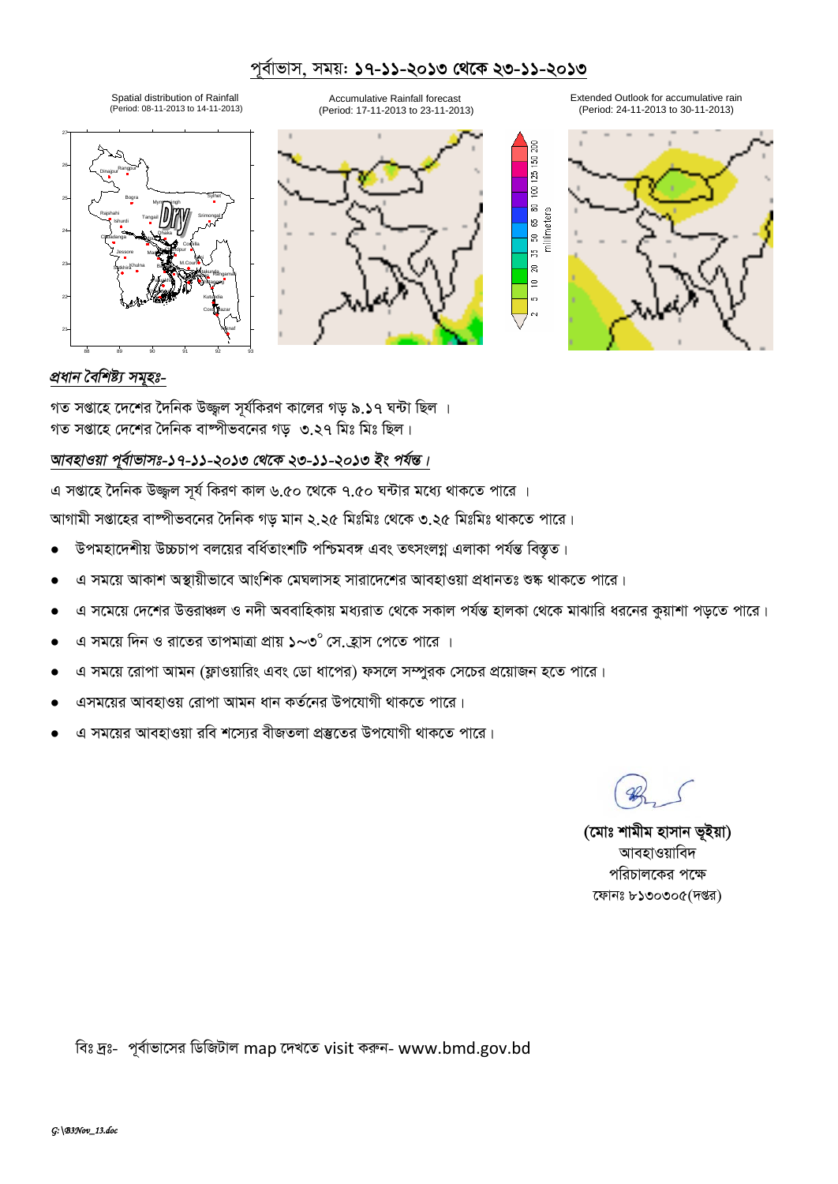## পূর্বাভাস, সময়: ১৭-১১-২০১৩ থেকে ২৩-১১-২০১৩

Spatial distribution of Rainfall (Period: 08-11-2013 to 14-11-2013)

Accumulative Rainfall forecast (Period: 17-11-2013 to 23-11-2013)

Extended Outlook for accumulative rain (Period: 24-11-2013 to 30-11-2013)

### *প্রধান বৈশিষ্ট্য সমূহঃ-*

গত সপ্তাহে দেশের দৈনিক উজ্জ্বল সূর্যকিরণ কালের গড় ৯.১৭ ঘন্টা ছিল ।
গত সপ্তাহে দেশের দৈনিক বাষ্পীভবনের গড় ৩.২৭ মিঃ মিঃ ছিল।

### *আবহাওয়া পূর্বাভাসঃ-১৭-১১-২০১৩ থেকে ২৩-১১-২০১৩ ইং পর্যন্ত।*

এ সপ্তাহে দৈনিক উজ্জ্বল সূর্য কিরণ কাল ৬.৫০ থেকে ৭.৫০ ঘন্টার মধ্যে থাকতে পারে ।

আগামী সপ্তাহের বাষ্পীভবনের দৈনিক গড় মান ২.২৫ মিঃমিঃ থেকে ৩.২৫ মিঃমিঃ থাকতে পারে।

- উপমহাদেশীয় উচ্চচাপ বলয়ের বর্ধিতাংশটি পশ্চিমবঙ্গ এবং তৎসংলগ্ন এলাকা পর্যন্ত বিস্তৃত।
- এ সময়ে আকাশ অস্থায়ীভাবে আংশিক মেঘলাসহ সারাদেশের আবহাওয়া প্রধানতঃ শুষ্ক থাকতে পারে।
- এ সমেয়ে দেশের উত্তরাঞ্চল ও নদী অববাহিকায় মধ্যরাত থেকে সকাল পর্যন্ত হালকা থেকে মাঝারি ধরনের কুয়াশা পড়তে পারে।
- এ সময়ে দিন ও রাতের তাপমাত্রা প্রায় ১~৩° সে.হ্রাস পেতে পারে ।
- এ সময়ে রোপা আমন (ফ্লাওয়ারিং এবং ডো ধাপের) ফসলে সম্পুরক সেচের প্রয়োজন হতে পারে।
- এসময়ের আবহাওয় রোপা আমন ধান কর্তনের উপযোগী থাকতে পারে।
- এ সময়ের আবহাওয়া রবি শস্যের বীজতলা প্রস্তুতের উপযোগী থাকতে পারে।

**(মোঃ শামীম হাসান ভূইয়া)**
আবহাওয়াবিদ
পরিচালকের পক্ষে
ফোনঃ ৮১৩০৩০৫(দপ্তর)

বিঃ দ্রঃ- পূর্বাভাসের ডিজিটাল map দেখতে visit করুন- www.bmd.gov.bd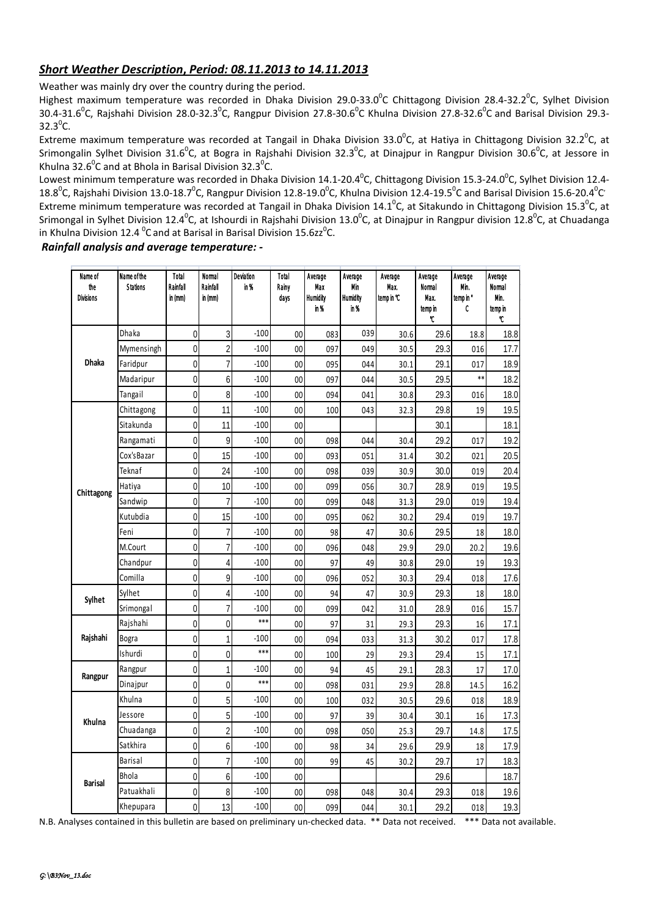## *Short Weather Description, Period: 08.11.2013 to 14.11.2013*

Weather was mainly dry over the country during the period.

Highest maximum temperature was recorded in Dhaka Division 29.0-33.0$^0$C Chittagong Division 28.4-32.2$^0$C, Sylhet Division 30.4-31.6$^0$C, Rajshahi Division 28.0-32.3$^0$C, Rangpur Division 27.8-30.6$^0$C Khulna Division 27.8-32.6$^0$C and Barisal Division 29.3-32.3$^0$C.

Extreme maximum temperature was recorded at Tangail in Dhaka Division 33.0$^0$C, at Hatiya in Chittagong Division 32.2$^0$C, at Srimongalin Sylhet Division 31.6$^0$C, at Bogra in Rajshahi Division 32.3$^0$C, at Dinajpur in Rangpur Division 30.6$^0$C, at Jessore in Khulna 32.6$^0$C and at Bhola in Barisal Division 32.3$^0$C.

Lowest minimum temperature was recorded in Dhaka Division 14.1-20.4$^0$C, Chittagong Division 15.3-24.0$^0$C, Sylhet Division 12.4-18.8$^0$C, Rajshahi Division 13.0-18.7$^0$C, Rangpur Division 12.8-19.0$^0$C, Khulna Division 12.4-19.5$^0$C and Barisal Division 15.6-20.4$^0$C.

Extreme minimum temperature was recorded at Tangail in Dhaka Division 14.1$^0$C, at Sitakundo in Chittagong Division 15.3$^0$C, at Srimongal in Sylhet Division 12.4$^0$C, at Ishourdi in Rajshahi Division 13.0$^0$C, at Dinajpur in Rangpur division 12.8$^0$C, at Chuadanga in Khulna Division 12.4 $^0$C and at Barisal in Barisal Division 15.6zz$^0$C.

***Rainfall analysis and average temperature: -***

| Name of the Divisions | Name of the Stations | Total Rainfall in (mm) | Normal Rainfall in (mm) | Deviation in % | Total Rainy days | Average Max Humidity in % | Average Min Humidity in % | Average Max. temp in ℃ | Average Normal Max. temp in ℃ | Average Min. temp in ° C | Average Normal Min. temp in ℃ |
|---|---|---|---|---|---|---|---|---|---|---|---|
| Dhaka | Dhaka | 0 | 3 | -100 | 00 | 083 | 039 | 30.6 | 29.6 | 18.8 | 18.8 |
| | Mymensingh | 0 | 2 | -100 | 00 | 097 | 049 | 30.5 | 29.3 | 016 | 17.7 |
| | Faridpur | 0 | 7 | -100 | 00 | 095 | 044 | 30.1 | 29.1 | 017 | 18.9 |
| | Madaripur | 0 | 6 | -100 | 00 | 097 | 044 | 30.5 | 29.5 | ** | 18.2 |
| | Tangail | 0 | 8 | -100 | 00 | 094 | 041 | 30.8 | 29.3 | 016 | 18.0 |
| Chittagong | Chittagong | 0 | 11 | -100 | 00 | 100 | 043 | 32.3 | 29.8 | 19 | 19.5 |
| | Sitakunda | 0 | 11 | -100 | 00 | | | | 30.1 | | 18.1 |
| | Rangamati | 0 | 9 | -100 | 00 | 098 | 044 | 30.4 | 29.2 | 017 | 19.2 |
| | Cox'sBazar | 0 | 15 | -100 | 00 | 093 | 051 | 31.4 | 30.2 | 021 | 20.5 |
| | Teknaf | 0 | 24 | -100 | 00 | 098 | 039 | 30.9 | 30.0 | 019 | 20.4 |
| | Hatiya | 0 | 10 | -100 | 00 | 099 | 056 | 30.7 | 28.9 | 019 | 19.5 |
| | Sandwip | 0 | 7 | -100 | 00 | 099 | 048 | 31.3 | 29.0 | 019 | 19.4 |
| | Kutubdia | 0 | 15 | -100 | 00 | 095 | 062 | 30.2 | 29.4 | 019 | 19.7 |
| | Feni | 0 | 7 | -100 | 00 | 98 | 47 | 30.6 | 29.5 | 18 | 18.0 |
| | M.Court | 0 | 7 | -100 | 00 | 096 | 048 | 29.9 | 29.0 | 20.2 | 19.6 |
| | Chandpur | 0 | 4 | -100 | 00 | 97 | 49 | 30.8 | 29.0 | 19 | 19.3 |
| | Comilla | 0 | 9 | -100 | 00 | 096 | 052 | 30.3 | 29.4 | 018 | 17.6 |
| Sylhet | Sylhet | 0 | 4 | -100 | 00 | 94 | 47 | 30.9 | 29.3 | 18 | 18.0 |
| | Srimongal | 0 | 7 | -100 | 00 | 099 | 042 | 31.0 | 28.9 | 016 | 15.7 |
| Rajshahi | Rajshahi | 0 | 0 | *** | 00 | 97 | 31 | 29.3 | 29.3 | 16 | 17.1 |
| | Bogra | 0 | 1 | -100 | 00 | 094 | 033 | 31.3 | 30.2 | 017 | 17.8 |
| | Ishurdi | 0 | 0 | *** | 00 | 100 | 29 | 29.3 | 29.4 | 15 | 17.1 |
| Rangpur | Rangpur | 0 | 1 | -100 | 00 | 94 | 45 | 29.1 | 28.3 | 17 | 17.0 |
| | Dinajpur | 0 | 0 | *** | 00 | 098 | 031 | 29.9 | 28.8 | 14.5 | 16.2 |
| Khulna | Khulna | 0 | 5 | -100 | 00 | 100 | 032 | 30.5 | 29.6 | 018 | 18.9 |
| | Jessore | 0 | 5 | -100 | 00 | 97 | 39 | 30.4 | 30.1 | 16 | 17.3 |
| | Chuadanga | 0 | 2 | -100 | 00 | 098 | 050 | 25.3 | 29.7 | 14.8 | 17.5 |
| | Satkhira | 0 | 6 | -100 | 00 | 98 | 34 | 29.6 | 29.9 | 18 | 17.9 |
| Barisal | Barisal | 0 | 7 | -100 | 00 | 99 | 45 | 30.2 | 29.7 | 17 | 18.3 |
| | Bhola | 0 | 6 | -100 | 00 | | | | 29.6 | | 18.7 |
| | Patuakhali | 0 | 8 | -100 | 00 | 098 | 048 | 30.4 | 29.3 | 018 | 19.6 |
| | Khepupara | 0 | 13 | -100 | 00 | 099 | 044 | 30.1 | 29.2 | 018 | 19.3 |

N.B. Analyses contained in this bulletin are based on preliminary un-checked data. ** Data not received. *** Data not available.

*G:\B3Nov_13.doc*